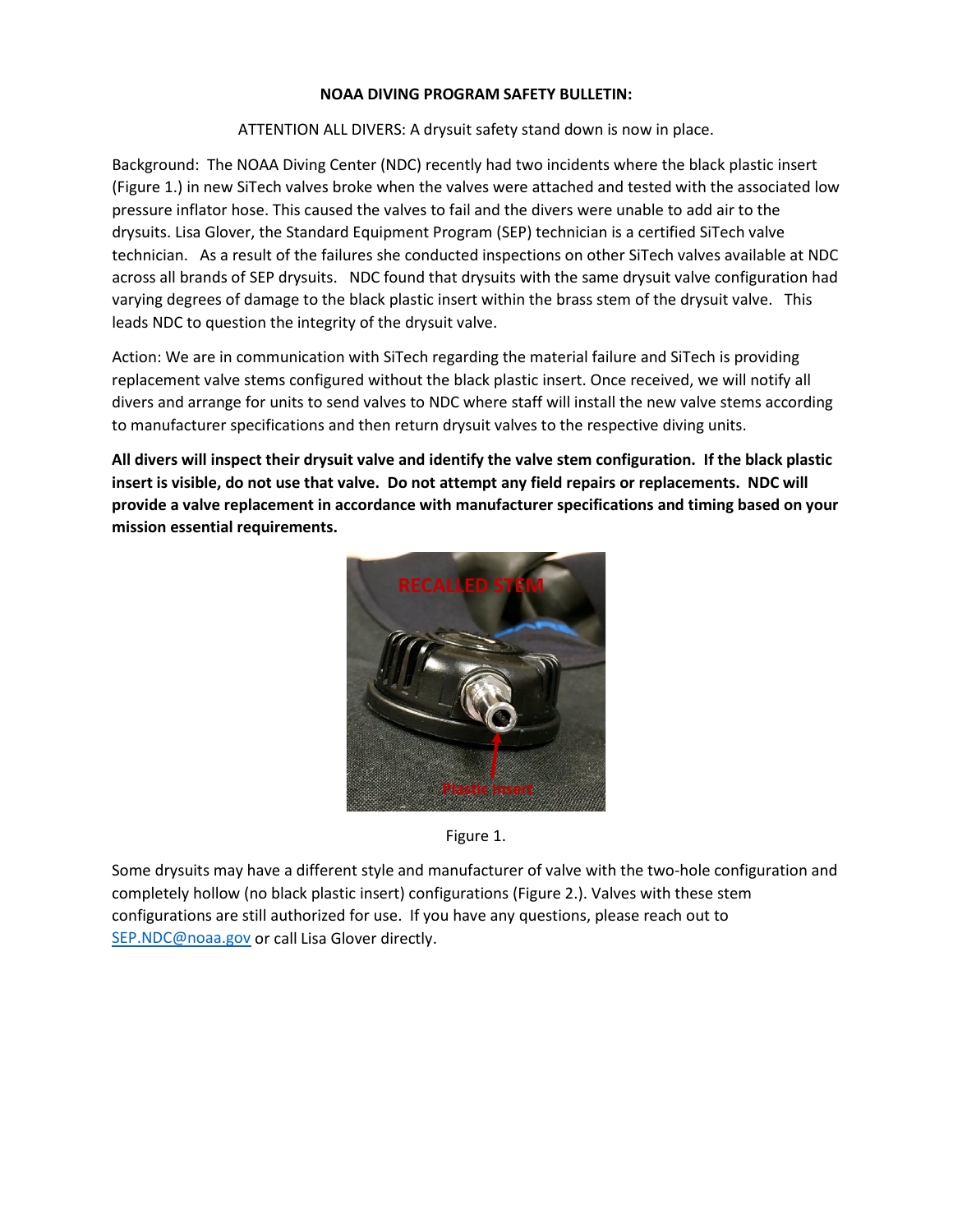**NOAA DIVING PROGRAM SAFETY BULLETIN:**

ATTENTION ALL DIVERS: A drysuit safety stand down is now in place.

Background: The NOAA Diving Center (NDC) recently had two incidents where the black plastic insert (Figure 1.) in new SiTech valves broke when the valves were attached and tested with the associated low pressure inflator hose. This caused the valves to fail and the divers were unable to add air to the drysuits. Lisa Glover, the Standard Equipment Program (SEP) technician is a certified SiTech valve technician. As a result of the failures she conducted inspections on other SiTech valves available at NDC across all brands of SEP drysuits. NDC found that drysuits with the same drysuit valve configuration had varying degrees of damage to the black plastic insert within the brass stem of the drysuit valve. This leads NDC to question the integrity of the drysuit valve.

Action: We are in communication with SiTech regarding the material failure and SiTech is providing replacement valve stems configured without the black plastic insert. Once received, we will notify all divers and arrange for units to send valves to NDC where staff will install the new valve stems according to manufacturer specifications and then return drysuit valves to the respective diving units.

**All divers will inspect their drysuit valve and identify the valve stem configuration. If the black plastic insert is visible, do not use that valve. Do not attempt any field repairs or replacements. NDC will provide a valve replacement in accordance with manufacturer specifications and timing based on your mission essential requirements.**

Figure 1.

Some drysuits may have a different style and manufacturer of valve with the two-hole configuration and completely hollow (no black plastic insert) configurations (Figure 2.). Valves with these stem configurations are still authorized for use. If you have any questions, please reach out to [SEP.NDC@noaa.gov](mailto:SEP.NDC@noaa.gov) or call Lisa Glover directly.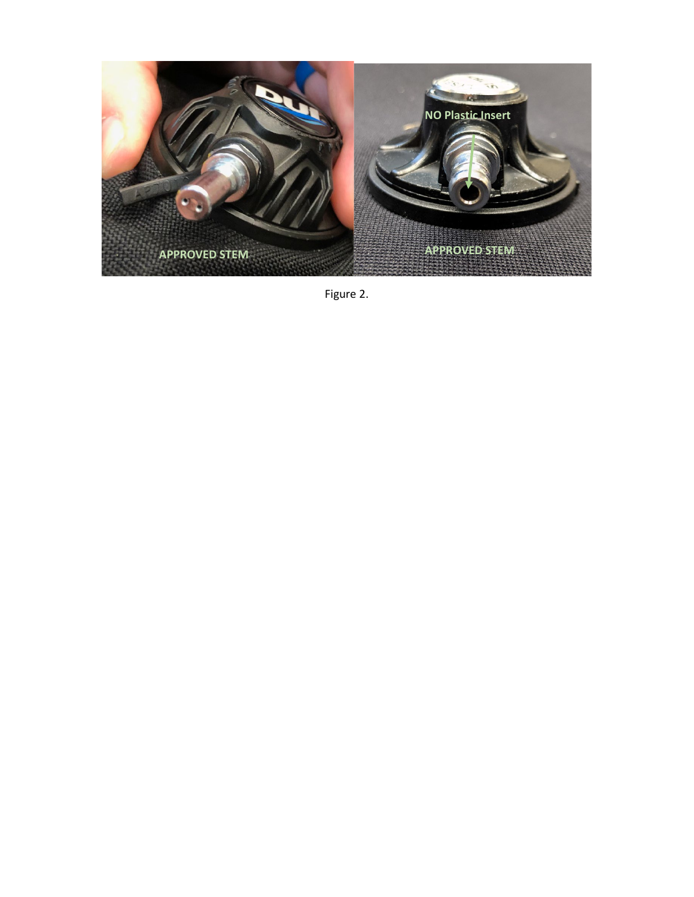Figure 2.